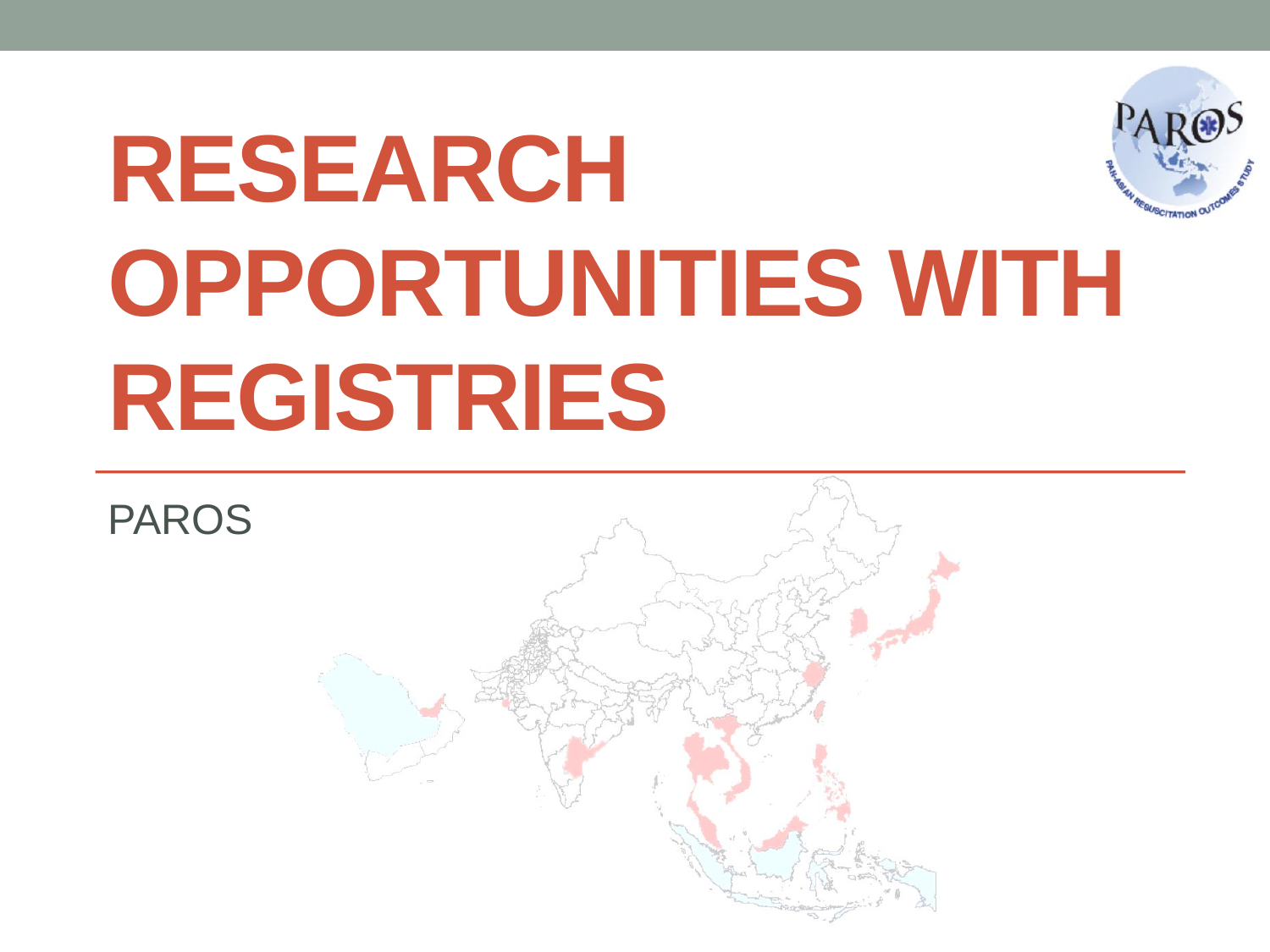# RESEARCH OPPORTUNITIES WITH REGISTRIES

PAROS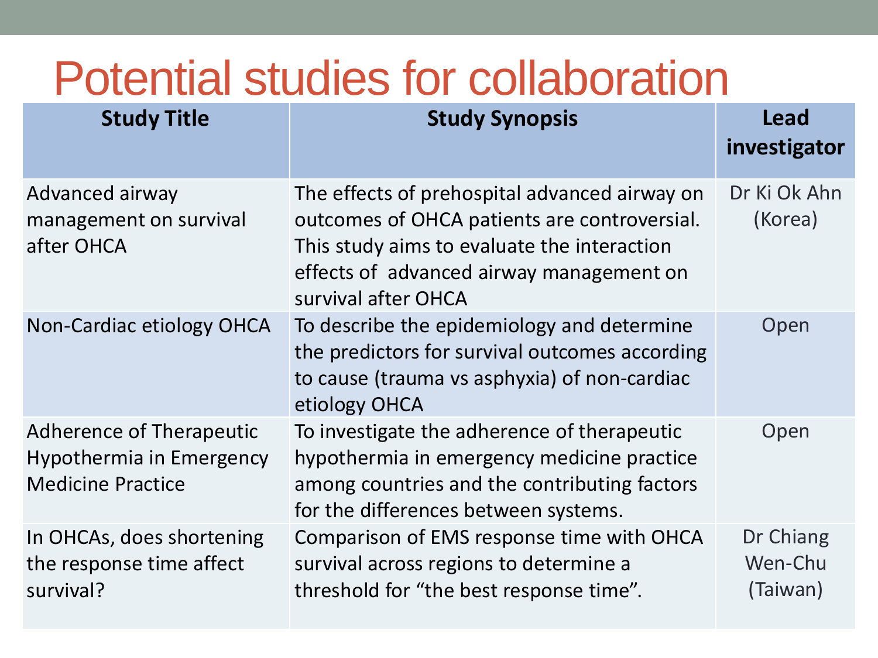# Potential studies for collaboration

| Study Title | Study Synopsis | Lead investigator |
|---|---|---|
| Advanced airway management on survival after OHCA | The effects of prehospital advanced airway on outcomes of OHCA patients are controversial. This study aims to evaluate the interaction effects of advanced airway management on survival after OHCA | Dr Ki Ok Ahn (Korea) |
| Non-Cardiac etiology OHCA | To describe the epidemiology and determine the predictors for survival outcomes according to cause (trauma vs asphyxia) of non-cardiac etiology OHCA | Open |
| Adherence of Therapeutic Hypothermia in Emergency Medicine Practice | To investigate the adherence of therapeutic hypothermia in emergency medicine practice among countries and the contributing factors for the differences between systems. | Open |
| In OHCAs, does shortening the response time affect survival? | Comparison of EMS response time with OHCA survival across regions to determine a threshold for "the best response time". | Dr Chiang Wen-Chu (Taiwan) |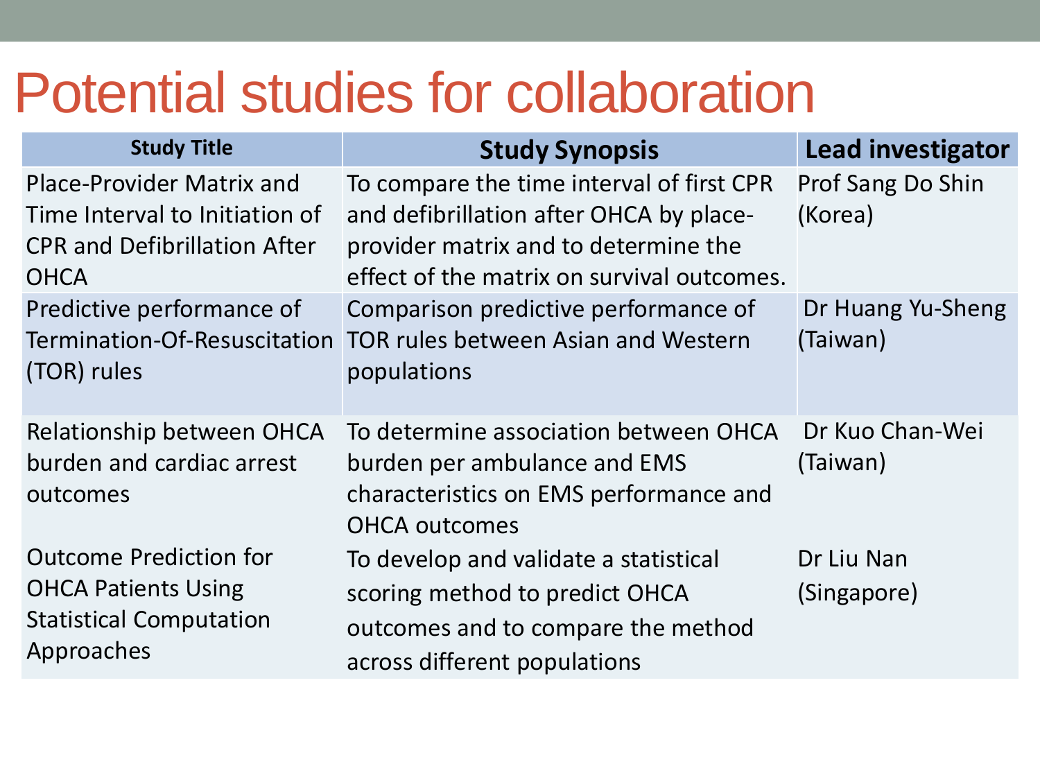# Potential studies for collaboration

| Study Title | Study Synopsis | Lead investigator |
|---|---|---|
| Place-Provider Matrix and Time Interval to Initiation of CPR and Defibrillation After OHCA | To compare the time interval of first CPR and defibrillation after OHCA by place-provider matrix and to determine the effect of the matrix on survival outcomes. | Prof Sang Do Shin (Korea) |
| Predictive performance of Termination-Of-Resuscitation (TOR) rules | Comparison predictive performance of TOR rules between Asian and Western populations | Dr Huang Yu-Sheng (Taiwan) |
| Relationship between OHCA burden and cardiac arrest outcomes | To determine association between OHCA burden per ambulance and EMS characteristics on EMS performance and OHCA outcomes | Dr Kuo Chan-Wei (Taiwan) |
| Outcome Prediction for OHCA Patients Using Statistical Computation Approaches | To develop and validate a statistical scoring method to predict OHCA outcomes and to compare the method across different populations | Dr Liu Nan (Singapore) |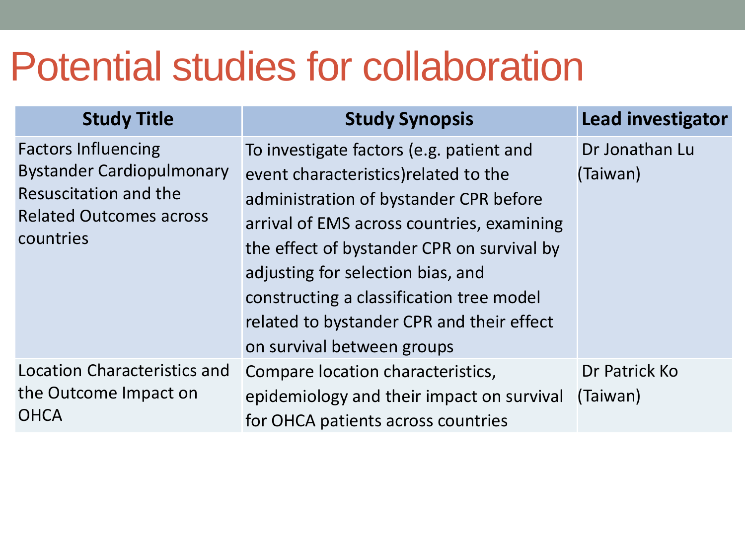# Potential studies for collaboration

| Study Title | Study Synopsis | Lead investigator |
|---|---|---|
| Factors Influencing Bystander Cardiopulmonary Resuscitation and the Related Outcomes across countries | To investigate factors (e.g. patient and event characteristics)related to the administration of bystander CPR before arrival of EMS across countries, examining the effect of bystander CPR on survival by adjusting for selection bias, and constructing a classification tree model related to bystander CPR and their effect on survival between groups | Dr Jonathan Lu (Taiwan) |
| Location Characteristics and the Outcome Impact on OHCA | Compare location characteristics, epidemiology and their impact on survival for OHCA patients across countries | Dr Patrick Ko (Taiwan) |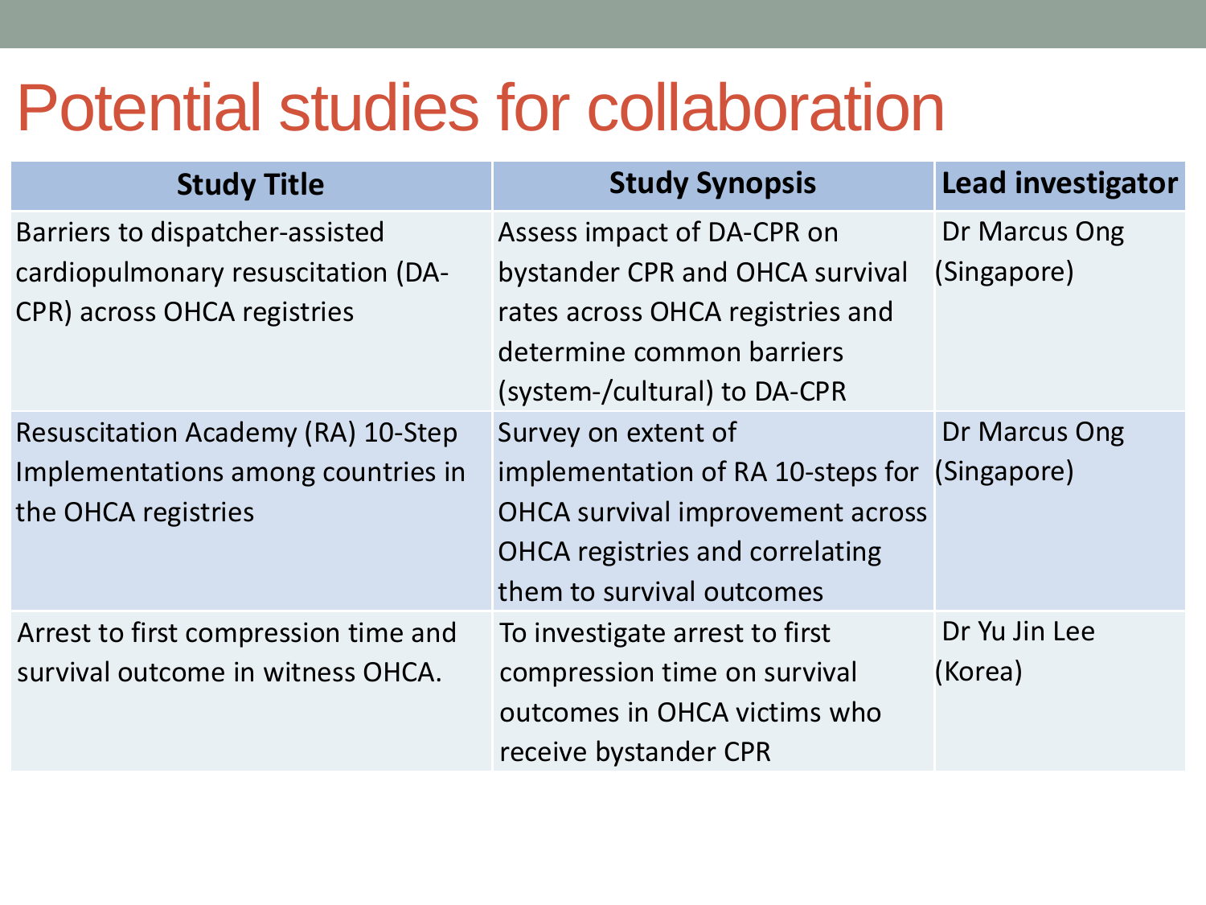# Potential studies for collaboration

| Study Title | Study Synopsis | Lead investigator |
| --- | --- | --- |
| Barriers to dispatcher-assisted cardiopulmonary resuscitation (DA-CPR) across OHCA registries | Assess impact of DA-CPR on bystander CPR and OHCA survival rates across OHCA registries and determine common barriers (system-/cultural) to DA-CPR | Dr Marcus Ong (Singapore) |
| Resuscitation Academy (RA) 10-Step Implementations among countries in the OHCA registries | Survey on extent of implementation of RA 10-steps for OHCA survival improvement across OHCA registries and correlating them to survival outcomes | Dr Marcus Ong (Singapore) |
| Arrest to first compression time and survival outcome in witness OHCA. | To investigate arrest to first compression time on survival outcomes in OHCA victims who receive bystander CPR | Dr Yu Jin Lee (Korea) |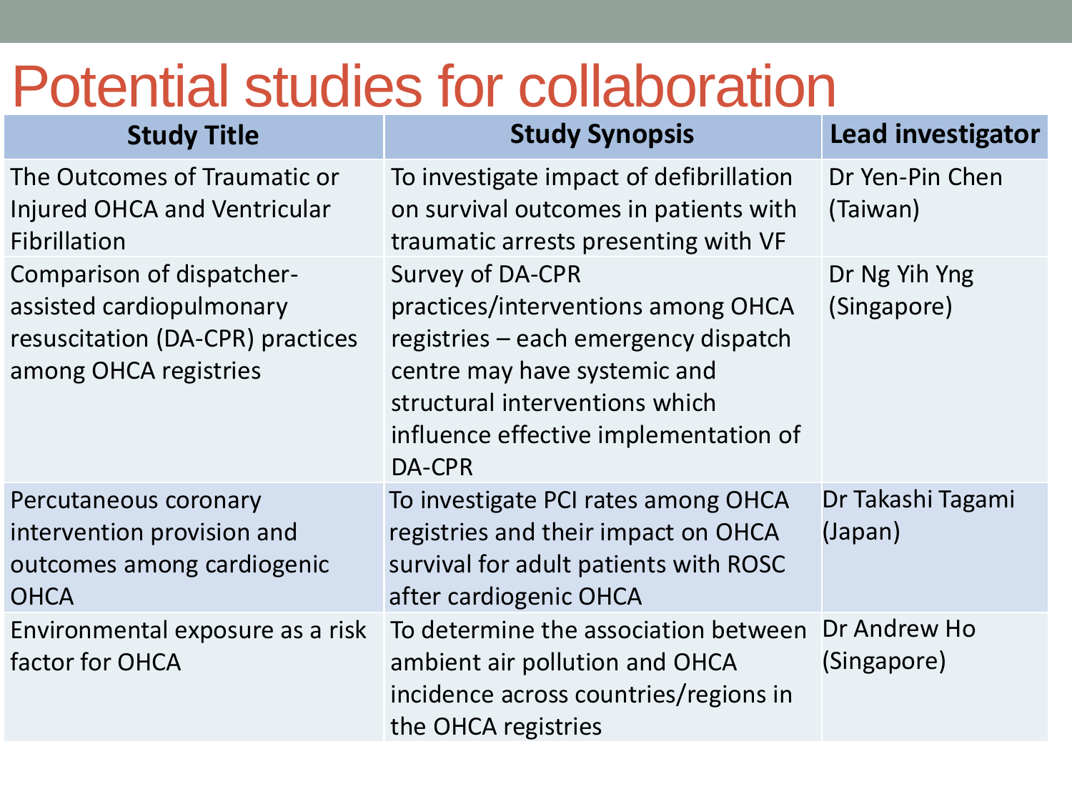# Potential studies for collaboration

| Study Title | Study Synopsis | Lead investigator |
|---|---|---|
| The Outcomes of Traumatic or Injured OHCA and Ventricular Fibrillation | To investigate impact of defibrillation on survival outcomes in patients with traumatic arrests presenting with VF | Dr Yen-Pin Chen (Taiwan) |
| Comparison of dispatcher-assisted cardiopulmonary resuscitation (DA-CPR) practices among OHCA registries | Survey of DA-CPR practices/interventions among OHCA registries – each emergency dispatch centre may have systemic and structural interventions which influence effective implementation of DA-CPR | Dr Ng Yih Yng (Singapore) |
| Percutaneous coronary intervention provision and outcomes among cardiogenic OHCA | To investigate PCI rates among OHCA registries and their impact on OHCA survival for adult patients with ROSC after cardiogenic OHCA | Dr Takashi Tagami (Japan) |
| Environmental exposure as a risk factor for OHCA | To determine the association between ambient air pollution and OHCA incidence across countries/regions in the OHCA registries | Dr Andrew Ho (Singapore) |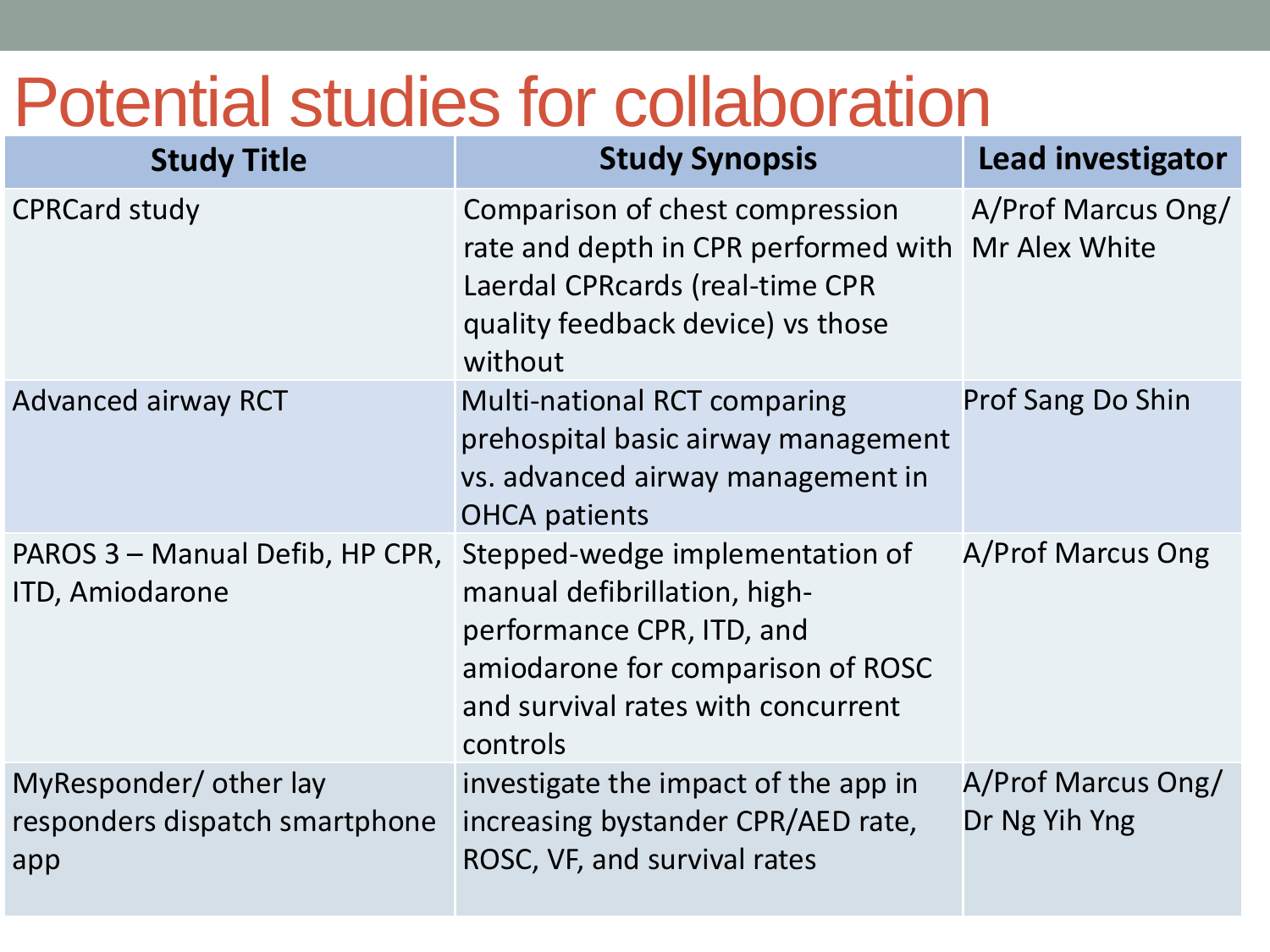# Potential studies for collaboration

| Study Title | Study Synopsis | Lead investigator |
|---|---|---|
| CPRCard study | Comparison of chest compression rate and depth in CPR performed with Laerdal CPRcards (real-time CPR quality feedback device) vs those without | A/Prof Marcus Ong/ Mr Alex White |
| Advanced airway RCT | Multi-national RCT comparing prehospital basic airway management vs. advanced airway management in OHCA patients | Prof Sang Do Shin |
| PAROS 3 – Manual Defib, HP CPR, ITD, Amiodarone | Stepped-wedge implementation of manual defibrillation, high-performance CPR, ITD, and amiodarone for comparison of ROSC and survival rates with concurrent controls | A/Prof Marcus Ong |
| MyResponder/ other lay responders dispatch smartphone app | investigate the impact of the app in increasing bystander CPR/AED rate, ROSC, VF, and survival rates | A/Prof Marcus Ong/ Dr Ng Yih Yng |